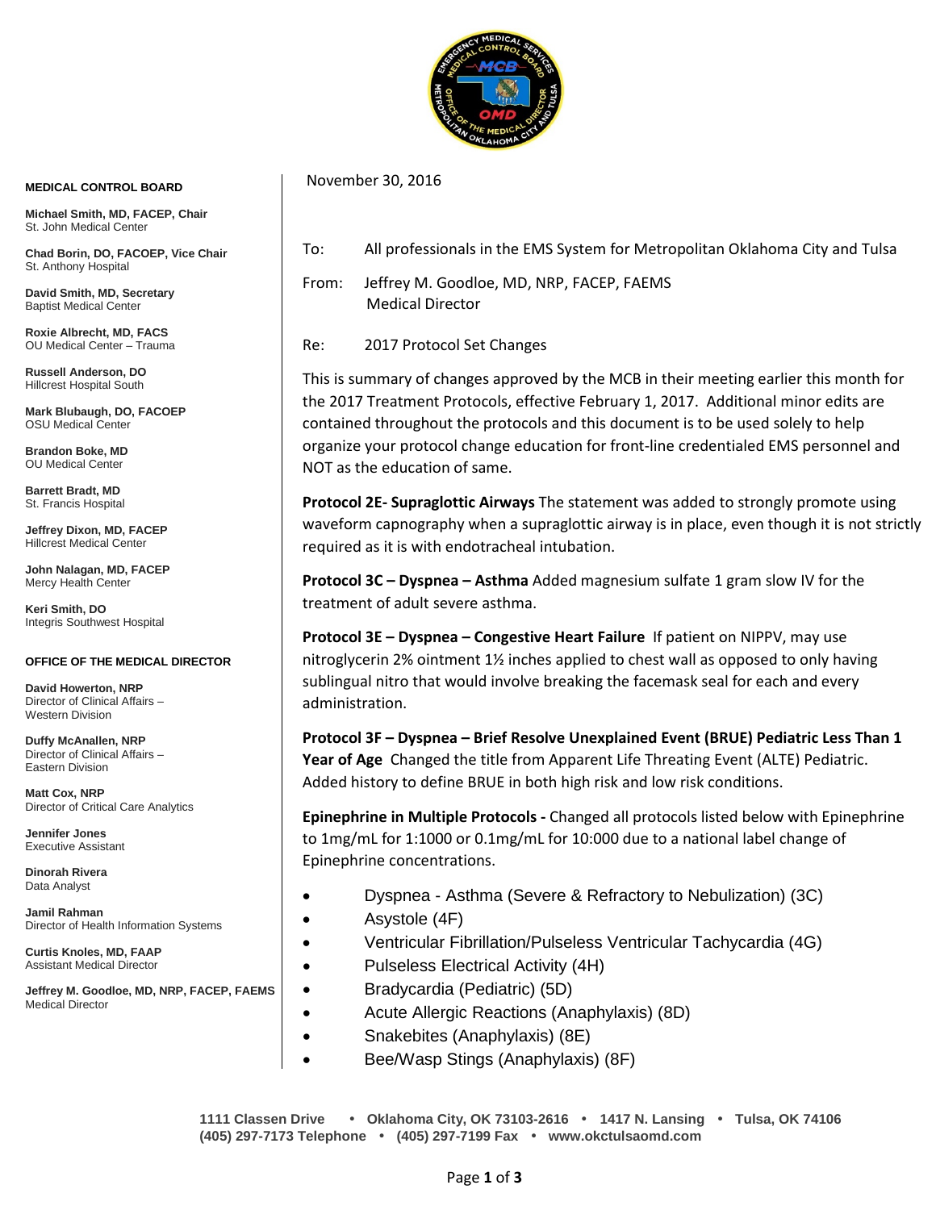**MEDICAL CONTROL BOARD**

**Michael Smith, MD, FACEP, Chair**
St. John Medical Center

**Chad Borin, DO, FACOEP, Vice Chair**
St. Anthony Hospital

**David Smith, MD, Secretary**
Baptist Medical Center

**Roxie Albrecht, MD, FACS**
OU Medical Center – Trauma

**Russell Anderson, DO**
Hillcrest Hospital South

**Mark Blubaugh, DO, FACOEP**
OSU Medical Center

**Brandon Boke, MD**
OU Medical Center

**Barrett Bradt, MD**
St. Francis Hospital

**Jeffrey Dixon, MD, FACEP**
Hillcrest Medical Center

**John Nalagan, MD, FACEP**
Mercy Health Center

**Keri Smith, DO**
Integris Southwest Hospital

**OFFICE OF THE MEDICAL DIRECTOR**

**David Howerton, NRP**
Director of Clinical Affairs – Western Division

**Duffy McAnallen, NRP**
Director of Clinical Affairs – Eastern Division

**Matt Cox, NRP**
Director of Critical Care Analytics

**Jennifer Jones**
Executive Assistant

**Dinorah Rivera**
Data Analyst

**Jamil Rahman**
Director of Health Information Systems

**Curtis Knoles, MD, FAAP**
Assistant Medical Director

**Jeffrey M. Goodloe, MD, NRP, FACEP, FAEMS**
Medical Director

November 30, 2016

To: All professionals in the EMS System for Metropolitan Oklahoma City and Tulsa

From: Jeffrey M. Goodloe, MD, NRP, FACEP, FAEMS
Medical Director

Re: 2017 Protocol Set Changes

This is summary of changes approved by the MCB in their meeting earlier this month for the 2017 Treatment Protocols, effective February 1, 2017. Additional minor edits are contained throughout the protocols and this document is to be used solely to help organize your protocol change education for front-line credentialed EMS personnel and NOT as the education of same.

**Protocol 2E- Supraglottic Airways** The statement was added to strongly promote using waveform capnography when a supraglottic airway is in place, even though it is not strictly required as it is with endotracheal intubation.

**Protocol 3C – Dyspnea – Asthma** Added magnesium sulfate 1 gram slow IV for the treatment of adult severe asthma.

**Protocol 3E – Dyspnea – Congestive Heart Failure** If patient on NIPPV, may use nitroglycerin 2% ointment 1½ inches applied to chest wall as opposed to only having sublingual nitro that would involve breaking the facemask seal for each and every administration.

**Protocol 3F – Dyspnea – Brief Resolve Unexplained Event (BRUE) Pediatric Less Than 1 Year of Age** Changed the title from Apparent Life Threating Event (ALTE) Pediatric. Added history to define BRUE in both high risk and low risk conditions.

**Epinephrine in Multiple Protocols -** Changed all protocols listed below with Epinephrine to 1mg/mL for 1:1000 or 0.1mg/mL for 10:000 due to a national label change of Epinephrine concentrations.

- Dyspnea - Asthma (Severe & Refractory to Nebulization) (3C)
- Asystole (4F)
- Ventricular Fibrillation/Pulseless Ventricular Tachycardia (4G)
- Pulseless Electrical Activity (4H)
- Bradycardia (Pediatric) (5D)
- Acute Allergic Reactions (Anaphylaxis) (8D)
- Snakebites (Anaphylaxis) (8E)
- Bee/Wasp Stings (Anaphylaxis) (8F)

1111 Classen Drive • Oklahoma City, OK 73103-2616 • 1417 N. Lansing • Tulsa, OK 74106
(405) 297-7173 Telephone • (405) 297-7199 Fax • www.okctulsaomd.com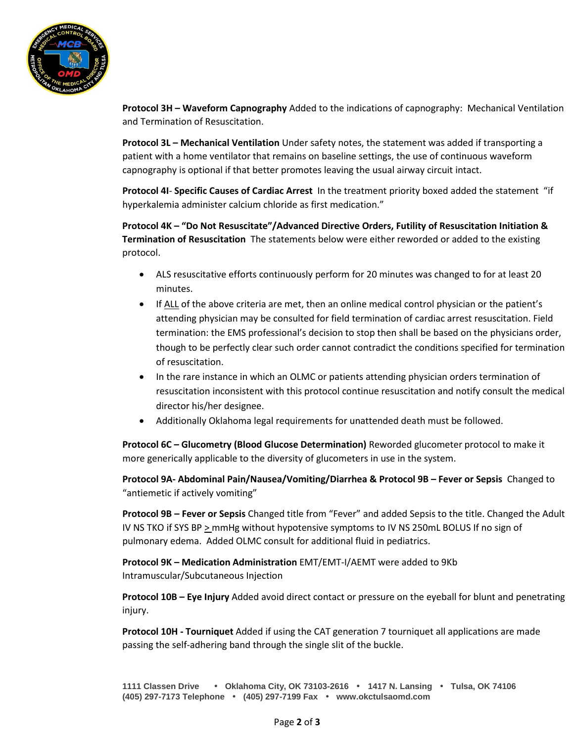**Protocol 3H – Waveform Capnography** Added to the indications of capnography: Mechanical Ventilation and Termination of Resuscitation.

**Protocol 3L – Mechanical Ventilation** Under safety notes, the statement was added if transporting a patient with a home ventilator that remains on baseline settings, the use of continuous waveform capnography is optional if that better promotes leaving the usual airway circuit intact.

**Protocol 4I**- **Specific Causes of Cardiac Arrest** In the treatment priority boxed added the statement "if hyperkalemia administer calcium chloride as first medication."

**Protocol 4K – "Do Not Resuscitate"/Advanced Directive Orders, Futility of Resuscitation Initiation & Termination of Resuscitation** The statements below were either reworded or added to the existing protocol.

- ALS resuscitative efforts continuously perform for 20 minutes was changed to for at least 20 minutes.
- If ALL of the above criteria are met, then an online medical control physician or the patient's attending physician may be consulted for field termination of cardiac arrest resuscitation. Field termination: the EMS professional's decision to stop then shall be based on the physicians order, though to be perfectly clear such order cannot contradict the conditions specified for termination of resuscitation.
- In the rare instance in which an OLMC or patients attending physician orders termination of resuscitation inconsistent with this protocol continue resuscitation and notify consult the medical director his/her designee.
- Additionally Oklahoma legal requirements for unattended death must be followed.

**Protocol 6C – Glucometry (Blood Glucose Determination)** Reworded glucometer protocol to make it more generically applicable to the diversity of glucometers in use in the system.

**Protocol 9A- Abdominal Pain/Nausea/Vomiting/Diarrhea & Protocol 9B – Fever or Sepsis** Changed to "antiemetic if actively vomiting"

**Protocol 9B – Fever or Sepsis** Changed title from "Fever" and added Sepsis to the title. Changed the Adult IV NS TKO if SYS BP ≥ mmHg without hypotensive symptoms to IV NS 250mL BOLUS If no sign of pulmonary edema. Added OLMC consult for additional fluid in pediatrics.

**Protocol 9K – Medication Administration** EMT/EMT-I/AEMT were added to 9Kb Intramuscular/Subcutaneous Injection

**Protocol 10B – Eye Injury** Added avoid direct contact or pressure on the eyeball for blunt and penetrating injury.

**Protocol 10H - Tourniquet** Added if using the CAT generation 7 tourniquet all applications are made passing the self-adhering band through the single slit of the buckle.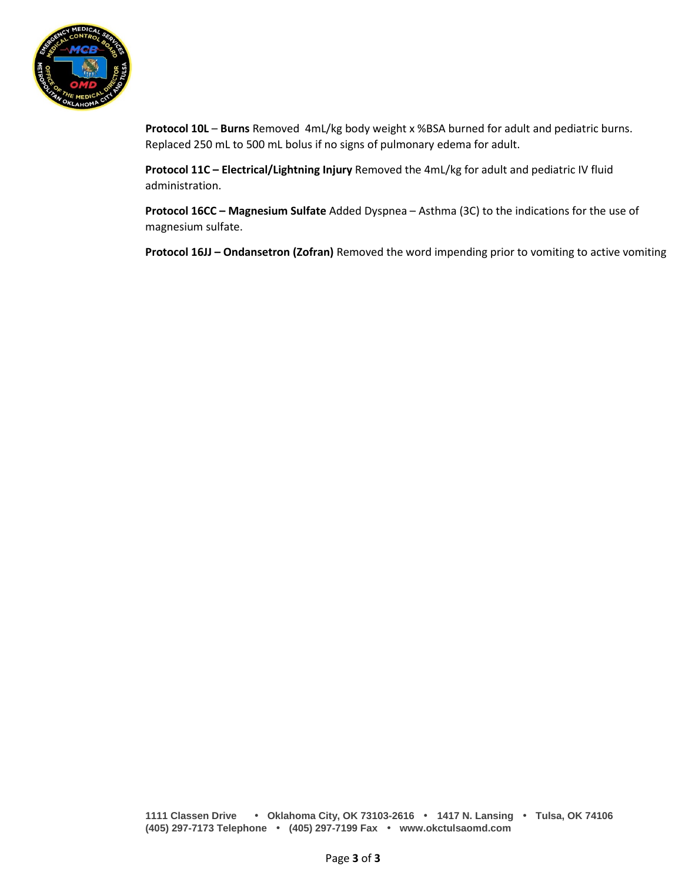**Protocol 10L** – **Burns** Removed 4mL/kg body weight x %BSA burned for adult and pediatric burns. Replaced 250 mL to 500 mL bolus if no signs of pulmonary edema for adult.

**Protocol 11C – Electrical/Lightning Injury** Removed the 4mL/kg for adult and pediatric IV fluid administration.

**Protocol 16CC – Magnesium Sulfate** Added Dyspnea – Asthma (3C) to the indications for the use of magnesium sulfate.

**Protocol 16JJ – Ondansetron (Zofran)** Removed the word impending prior to vomiting to active vomiting

1111 Classen Drive • Oklahoma City, OK 73103-2616 • 1417 N. Lansing • Tulsa, OK 74106
(405) 297-7173 Telephone • (405) 297-7199 Fax • www.okctulsaomd.com